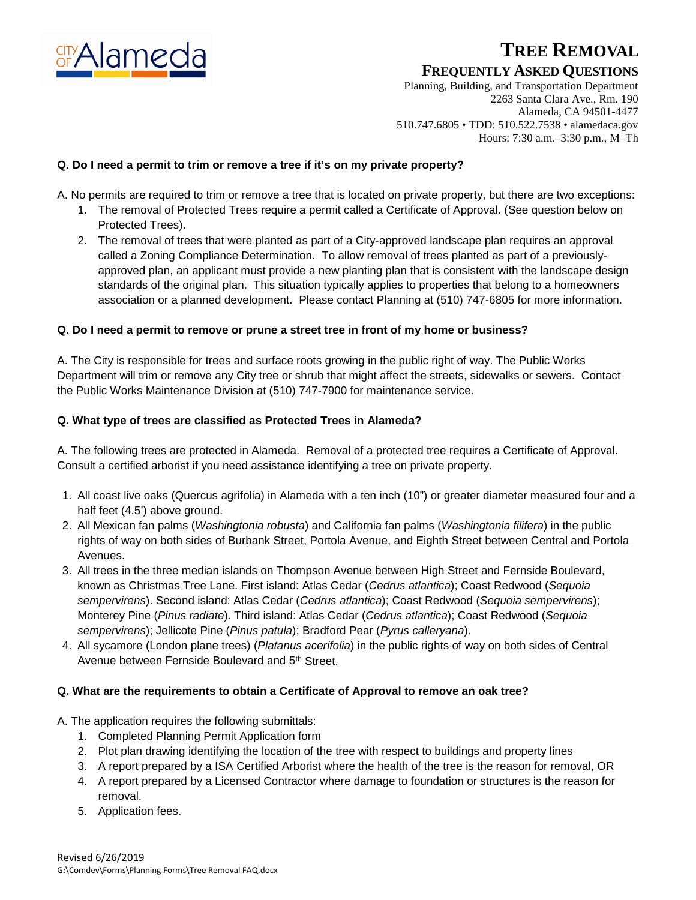# TREE REMOVAL

## FREQUENTLY ASKED QUESTIONS

Planning, Building, and Transportation Department
2263 Santa Clara Ave., Rm. 190
Alameda, CA 94501-4477
510.747.6805 • TDD: 510.522.7538 • alamedaca.gov
Hours: 7:30 a.m.–3:30 p.m., M–Th

**Q. Do I need a permit to trim or remove a tree if it's on my private property?**

A. No permits are required to trim or remove a tree that is located on private property, but there are two exceptions:

1. The removal of Protected Trees require a permit called a Certificate of Approval. (See question below on Protected Trees).
2. The removal of trees that were planted as part of a City-approved landscape plan requires an approval called a Zoning Compliance Determination. To allow removal of trees planted as part of a previously-approved plan, an applicant must provide a new planting plan that is consistent with the landscape design standards of the original plan. This situation typically applies to properties that belong to a homeowners association or a planned development. Please contact Planning at (510) 747-6805 for more information.

**Q. Do I need a permit to remove or prune a street tree in front of my home or business?**

A. The City is responsible for trees and surface roots growing in the public right of way. The Public Works Department will trim or remove any City tree or shrub that might affect the streets, sidewalks or sewers. Contact the Public Works Maintenance Division at (510) 747-7900 for maintenance service.

**Q. What type of trees are classified as Protected Trees in Alameda?**

A. The following trees are protected in Alameda. Removal of a protected tree requires a Certificate of Approval. Consult a certified arborist if you need assistance identifying a tree on private property.

1. All coast live oaks (Quercus agrifolia) in Alameda with a ten inch (10") or greater diameter measured four and a half feet (4.5') above ground.
2. All Mexican fan palms (*Washingtonia robusta*) and California fan palms (*Washingtonia filifera*) in the public rights of way on both sides of Burbank Street, Portola Avenue, and Eighth Street between Central and Portola Avenues.
3. All trees in the three median islands on Thompson Avenue between High Street and Fernside Boulevard, known as Christmas Tree Lane. First island: Atlas Cedar (*Cedrus atlantica*); Coast Redwood (*Sequoia sempervirens*). Second island: Atlas Cedar (*Cedrus atlantica*); Coast Redwood (*Sequoia sempervirens*); Monterey Pine (*Pinus radiate*). Third island: Atlas Cedar (*Cedrus atlantica*); Coast Redwood (*Sequoia sempervirens*); Jellicote Pine (*Pinus patula*); Bradford Pear (*Pyrus calleryana*).
4. All sycamore (London plane trees) (*Platanus acerifolia*) in the public rights of way on both sides of Central Avenue between Fernside Boulevard and 5th Street.

**Q. What are the requirements to obtain a Certificate of Approval to remove an oak tree?**

A. The application requires the following submittals:

1. Completed Planning Permit Application form
2. Plot plan drawing identifying the location of the tree with respect to buildings and property lines
3. A report prepared by a ISA Certified Arborist where the health of the tree is the reason for removal, OR
4. A report prepared by a Licensed Contractor where damage to foundation or structures is the reason for removal.
5. Application fees.

Revised 6/26/2019
G:\Comdev\Forms\Planning Forms\Tree Removal FAQ.docx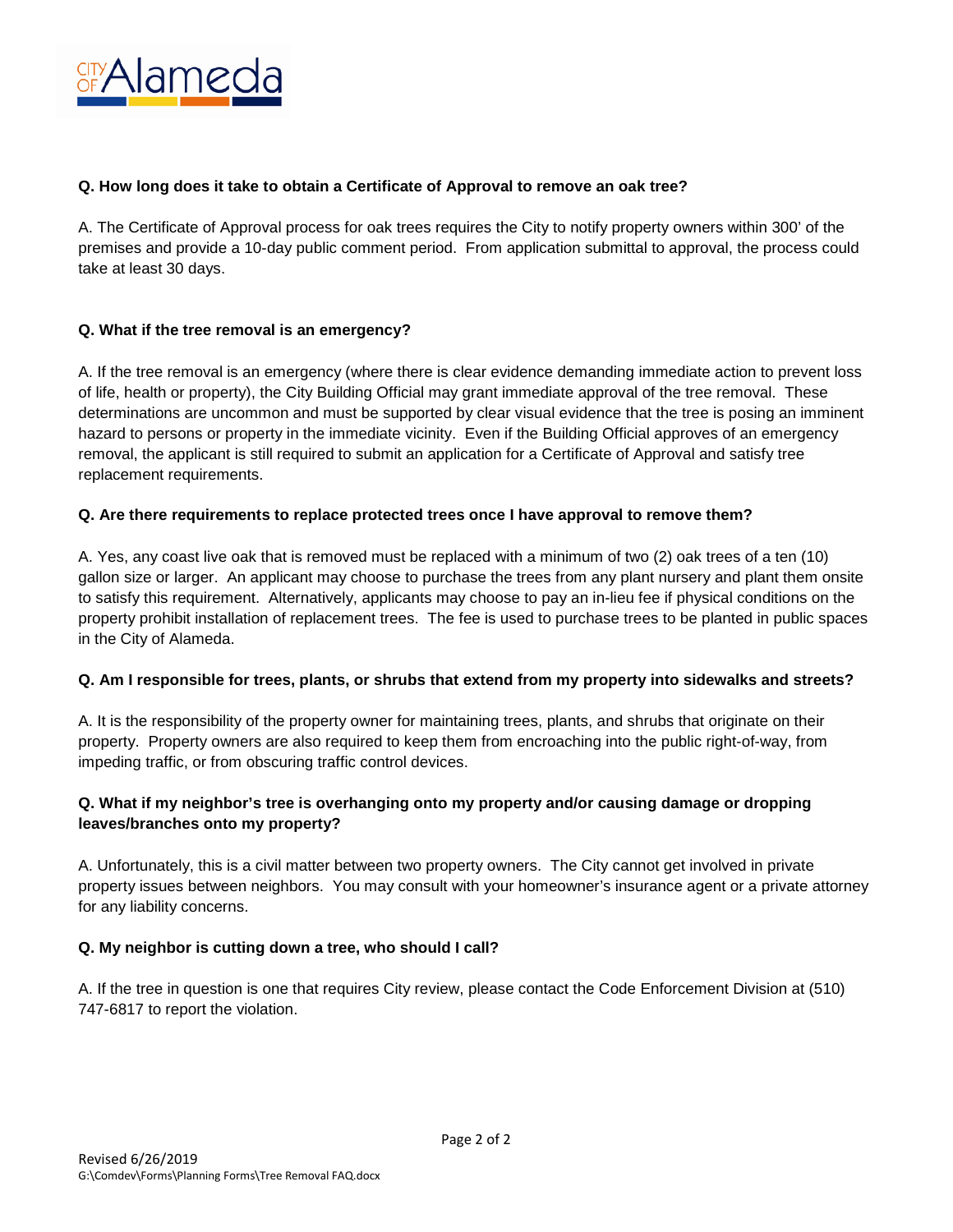**Q. How long does it take to obtain a Certificate of Approval to remove an oak tree?**

A. The Certificate of Approval process for oak trees requires the City to notify property owners within 300' of the premises and provide a 10-day public comment period. From application submittal to approval, the process could take at least 30 days.

**Q. What if the tree removal is an emergency?**

A. If the tree removal is an emergency (where there is clear evidence demanding immediate action to prevent loss of life, health or property), the City Building Official may grant immediate approval of the tree removal. These determinations are uncommon and must be supported by clear visual evidence that the tree is posing an imminent hazard to persons or property in the immediate vicinity. Even if the Building Official approves of an emergency removal, the applicant is still required to submit an application for a Certificate of Approval and satisfy tree replacement requirements.

**Q. Are there requirements to replace protected trees once I have approval to remove them?**

A. Yes, any coast live oak that is removed must be replaced with a minimum of two (2) oak trees of a ten (10) gallon size or larger. An applicant may choose to purchase the trees from any plant nursery and plant them onsite to satisfy this requirement. Alternatively, applicants may choose to pay an in-lieu fee if physical conditions on the property prohibit installation of replacement trees. The fee is used to purchase trees to be planted in public spaces in the City of Alameda.

**Q. Am I responsible for trees, plants, or shrubs that extend from my property into sidewalks and streets?**

A. It is the responsibility of the property owner for maintaining trees, plants, and shrubs that originate on their property. Property owners are also required to keep them from encroaching into the public right-of-way, from impeding traffic, or from obscuring traffic control devices.

**Q. What if my neighbor's tree is overhanging onto my property and/or causing damage or dropping leaves/branches onto my property?**

A. Unfortunately, this is a civil matter between two property owners. The City cannot get involved in private property issues between neighbors. You may consult with your homeowner's insurance agent or a private attorney for any liability concerns.

**Q. My neighbor is cutting down a tree, who should I call?**

A. If the tree in question is one that requires City review, please contact the Code Enforcement Division at (510) 747-6817 to report the violation.

Revised 6/26/2019
G:\Comdev\Forms\Planning Forms\Tree Removal FAQ.docx